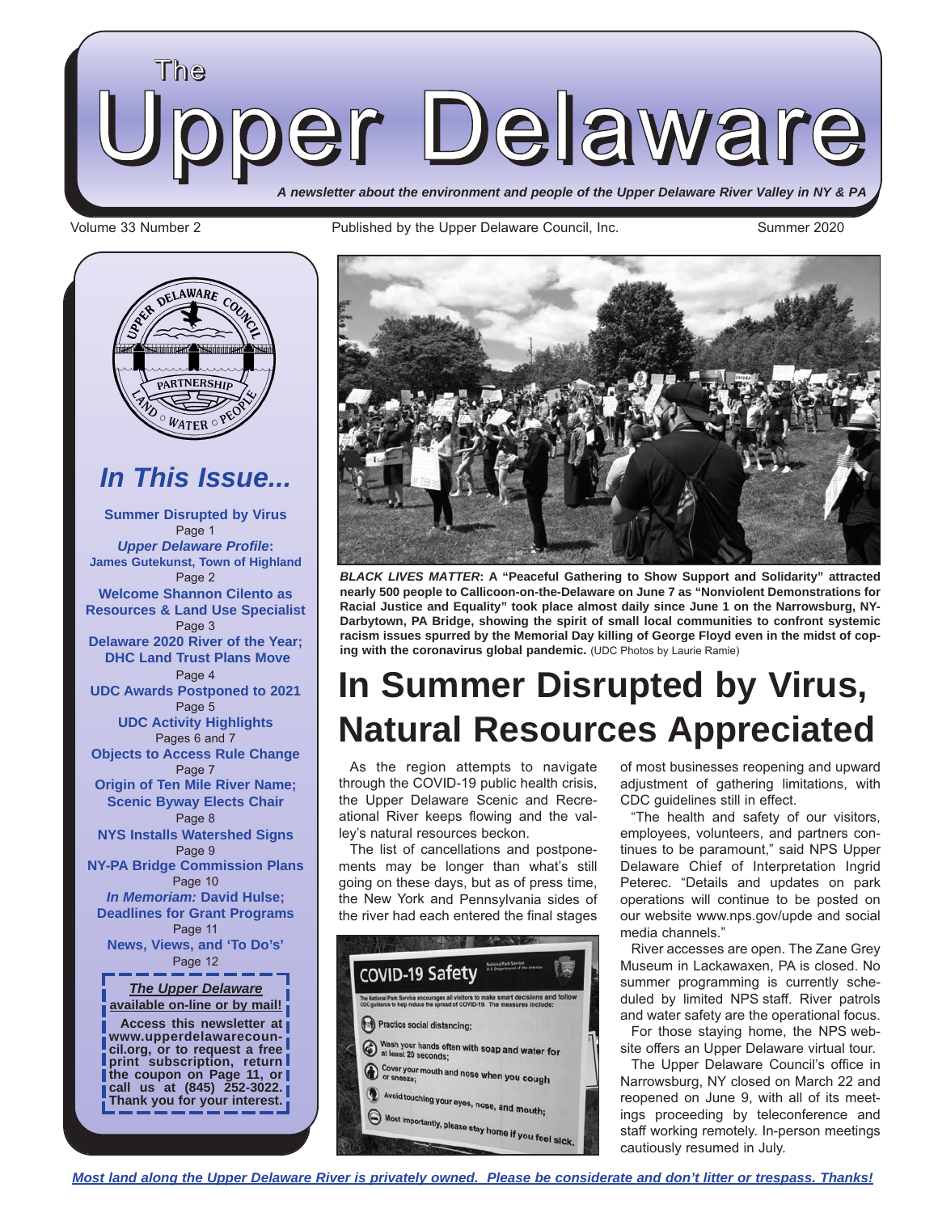# The Upper Delaware

*A newsletter about the environment and people of the Upper Delaware River Valley in NY & PA*

Volume 33 Number 2 — Published by the Upper Delaware Council, Inc. — Summer 2020

## In This Issue...

**Summer Disrupted by Virus**
Page 1

***Upper Delaware Profile*: James Gutekunst, Town of Highland**
Page 2

**Welcome Shannon Cilento as Resources & Land Use Specialist**
Page 3

**Delaware 2020 River of the Year; DHC Land Trust Plans Move**
Page 4

**UDC Awards Postponed to 2021**
Page 5

**UDC Activity Highlights**
Pages 6 and 7

**Objects to Access Rule Change**
Page 7

**Origin of Ten Mile River Name; Scenic Byway Elects Chair**
Page 8

**NYS Installs Watershed Signs**
Page 9

**NY-PA Bridge Commission Plans**
Page 10

***In Memoriam:* David Hulse; Deadlines for Grant Programs**
Page 11

**News, Views, and 'To Do's'**
Page 12

**<u>*The Upper Delaware*</u> <u>available on-line or by mail!</u>**

**Access this newsletter at www.upperdelawarecouncil.org, or to request a free print subscription, return the coupon on Page 11, or call us at (845) 252-3022. Thank you for your interest.**

***BLACK LIVES MATTER*: A "Peaceful Gathering to Show Support and Solidarity" attracted nearly 500 people to Callicoon-on-the-Delaware on June 7 as "Nonviolent Demonstrations for Racial Justice and Equality" took place almost daily since June 1 on the Narrowsburg, NY-Darbytown, PA Bridge, showing the spirit of small local communities to confront systemic racism issues spurred by the Memorial Day killing of George Floyd even in the midst of coping with the coronavirus global pandemic.** (UDC Photos by Laurie Ramie)

# In Summer Disrupted by Virus, Natural Resources Appreciated

As the region attempts to navigate through the COVID-19 public health crisis, the Upper Delaware Scenic and Recreational River keeps flowing and the valley's natural resources beckon.

The list of cancellations and postponements may be longer than what's still going on these days, but as of press time, the New York and Pennsylvania sides of the river had each entered the final stages of most businesses reopening and upward adjustment of gathering limitations, with CDC guidelines still in effect.

"The health and safety of our visitors, employees, volunteers, and partners continues to be paramount," said NPS Upper Delaware Chief of Interpretation Ingrid Peterec. "Details and updates on park operations will continue to be posted on our website www.nps.gov/upde and social media channels."

River accesses are open. The Zane Grey Museum in Lackawaxen, PA is closed. No summer programming is currently scheduled by limited NPS staff. River patrols and water safety are the operational focus.

For those staying home, the NPS website offers an Upper Delaware virtual tour.

The Upper Delaware Council's office in Narrowsburg, NY closed on March 22 and reopened on June 9, with all of its meetings proceeding by teleconference and staff working remotely. In-person meetings cautiously resumed in July.

***<u>Most land along the Upper Delaware River is privately owned. Please be considerate and don't litter or trespass. Thanks!</u>***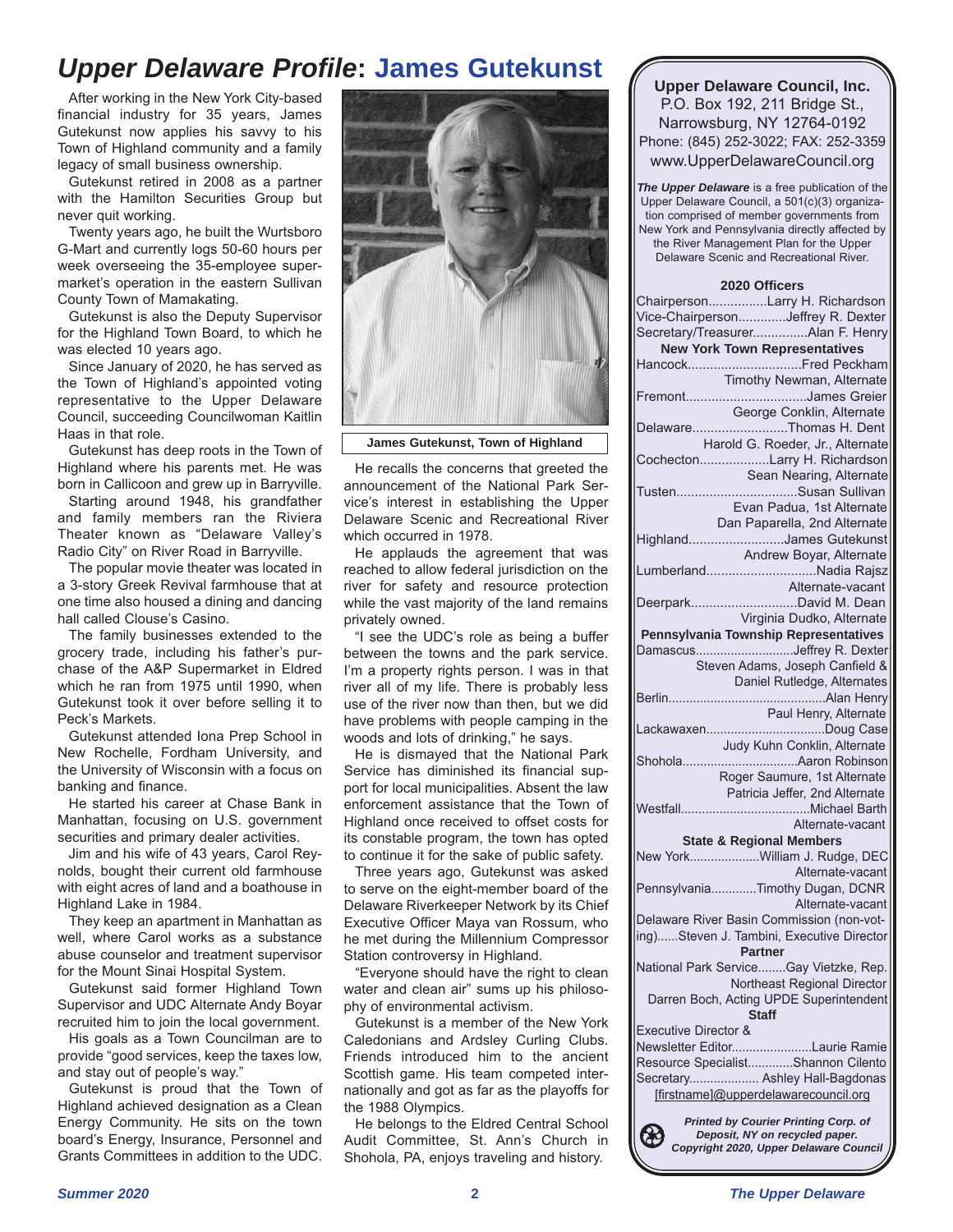# *Upper Delaware Profile*: James Gutekunst

After working in the New York City-based financial industry for 35 years, James Gutekunst now applies his savvy to his Town of Highland community and a family legacy of small business ownership.

Gutekunst retired in 2008 as a partner with the Hamilton Securities Group but never quit working.

Twenty years ago, he built the Wurtsboro G-Mart and currently logs 50-60 hours per week overseeing the 35-employee supermarket's operation in the eastern Sullivan County Town of Mamakating.

Gutekunst is also the Deputy Supervisor for the Highland Town Board, to which he was elected 10 years ago.

Since January of 2020, he has served as the Town of Highland's appointed voting representative to the Upper Delaware Council, succeeding Councilwoman Kaitlin Haas in that role.

Gutekunst has deep roots in the Town of Highland where his parents met. He was born in Callicoon and grew up in Barryville.

Starting around 1948, his grandfather and family members ran the Riviera Theater known as "Delaware Valley's Radio City" on River Road in Barryville.

The popular movie theater was located in a 3-story Greek Revival farmhouse that at one time also housed a dining and dancing hall called Clouse's Casino.

The family businesses extended to the grocery trade, including his father's purchase of the A&P Supermarket in Eldred which he ran from 1975 until 1990, when Gutekunst took it over before selling it to Peck's Markets.

Gutekunst attended Iona Prep School in New Rochelle, Fordham University, and the University of Wisconsin with a focus on banking and finance.

He started his career at Chase Bank in Manhattan, focusing on U.S. government securities and primary dealer activities.

Jim and his wife of 43 years, Carol Reynolds, bought their current old farmhouse with eight acres of land and a boathouse in Highland Lake in 1984.

They keep an apartment in Manhattan as well, where Carol works as a substance abuse counselor and treatment supervisor for the Mount Sinai Hospital System.

Gutekunst said former Highland Town Supervisor and UDC Alternate Andy Boyar recruited him to join the local government.

His goals as a Town Councilman are to provide "good services, keep the taxes low, and stay out of people's way."

Gutekunst is proud that the Town of Highland achieved designation as a Clean Energy Community. He sits on the town board's Energy, Insurance, Personnel and Grants Committees in addition to the UDC.

**James Gutekunst, Town of Highland**

He recalls the concerns that greeted the announcement of the National Park Service's interest in establishing the Upper Delaware Scenic and Recreational River which occurred in 1978.

He applauds the agreement that was reached to allow federal jurisdiction on the river for safety and resource protection while the vast majority of the land remains privately owned.

"I see the UDC's role as being a buffer between the towns and the park service. I'm a property rights person. I was in that river all of my life. There is probably less use of the river now than then, but we did have problems with people camping in the woods and lots of drinking," he says.

He is dismayed that the National Park Service has diminished its financial support for local municipalities. Absent the law enforcement assistance that the Town of Highland once received to offset costs for its constable program, the town has opted to continue it for the sake of public safety.

Three years ago, Gutekunst was asked to serve on the eight-member board of the Delaware Riverkeeper Network by its Chief Executive Officer Maya van Rossum, who he met during the Millennium Compressor Station controversy in Highland.

"Everyone should have the right to clean water and clean air" sums up his philosophy of environmental activism.

Gutekunst is a member of the New York Caledonians and Ardsley Curling Clubs. Friends introduced him to the ancient Scottish game. His team competed internationally and got as far as the playoffs for the 1988 Olympics.

He belongs to the Eldred Central School Audit Committee, St. Ann's Church in Shohola, PA, enjoys traveling and history.

---

**Upper Delaware Council, Inc.**
P.O. Box 192, 211 Bridge St.,
Narrowsburg, NY 12764-0192
Phone: (845) 252-3022; FAX: 252-3359
www.UpperDelawareCouncil.org

***The Upper Delaware*** is a free publication of the Upper Delaware Council, a 501(c)(3) organization comprised of member governments from New York and Pennsylvania directly affected by the River Management Plan for the Upper Delaware Scenic and Recreational River.

**2020 Officers**

Chairperson................Larry H. Richardson
Vice-Chairperson.............Jeffrey R. Dexter
Secretary/Treasurer...............Alan F. Henry

**New York Town Representatives**

Hancock...............................Fred Peckham
Timothy Newman, Alternate
Fremont.................................James Greier
George Conklin, Alternate
Delaware..........................Thomas H. Dent
Harold G. Roeder, Jr., Alternate
Cochecton...................Larry H. Richardson
Sean Nearing, Alternate
Tusten.................................Susan Sullivan
Evan Padua, 1st Alternate
Dan Paparella, 2nd Alternate
Highland..........................James Gutekunst
Andrew Boyar, Alternate
Lumberland..............................Nadia Rajsz
Alternate-vacant
Deerpark.............................David M. Dean
Virginia Dudko, Alternate

**Pennsylvania Township Representatives**

Damascus............................Jeffrey R. Dexter
Steven Adams, Joseph Canfield & Daniel Rutledge, Alternates
Berlin.............................................Alan Henry
Paul Henry, Alternate
Lackawaxen.................................Doug Case
Judy Kuhn Conklin, Alternate
Shohola.................................Aaron Robinson
Roger Saumure, 1st Alternate
Patricia Jeffer, 2nd Alternate
Westfall.....................................Michael Barth
Alternate-vacant

**State & Regional Members**

New York....................William J. Rudge, DEC
Alternate-vacant
Pennsylvania.............Timothy Dugan, DCNR
Alternate-vacant
Delaware River Basin Commission (non-voting)......Steven J. Tambini, Executive Director

**Partner**

National Park Service........Gay Vietzke, Rep.
Northeast Regional Director
Darren Boch, Acting UPDE Superintendent

**Staff**

Executive Director & Newsletter Editor.......................Laurie Ramie
Resource Specialist.............Shannon Cilento
Secretary.................... Ashley Hall-Bagdonas
[firstname]@upperdelawarecouncil.org

***Printed by Courier Printing Corp. of Deposit, NY on recycled paper. Copyright 2020, Upper Delaware Council***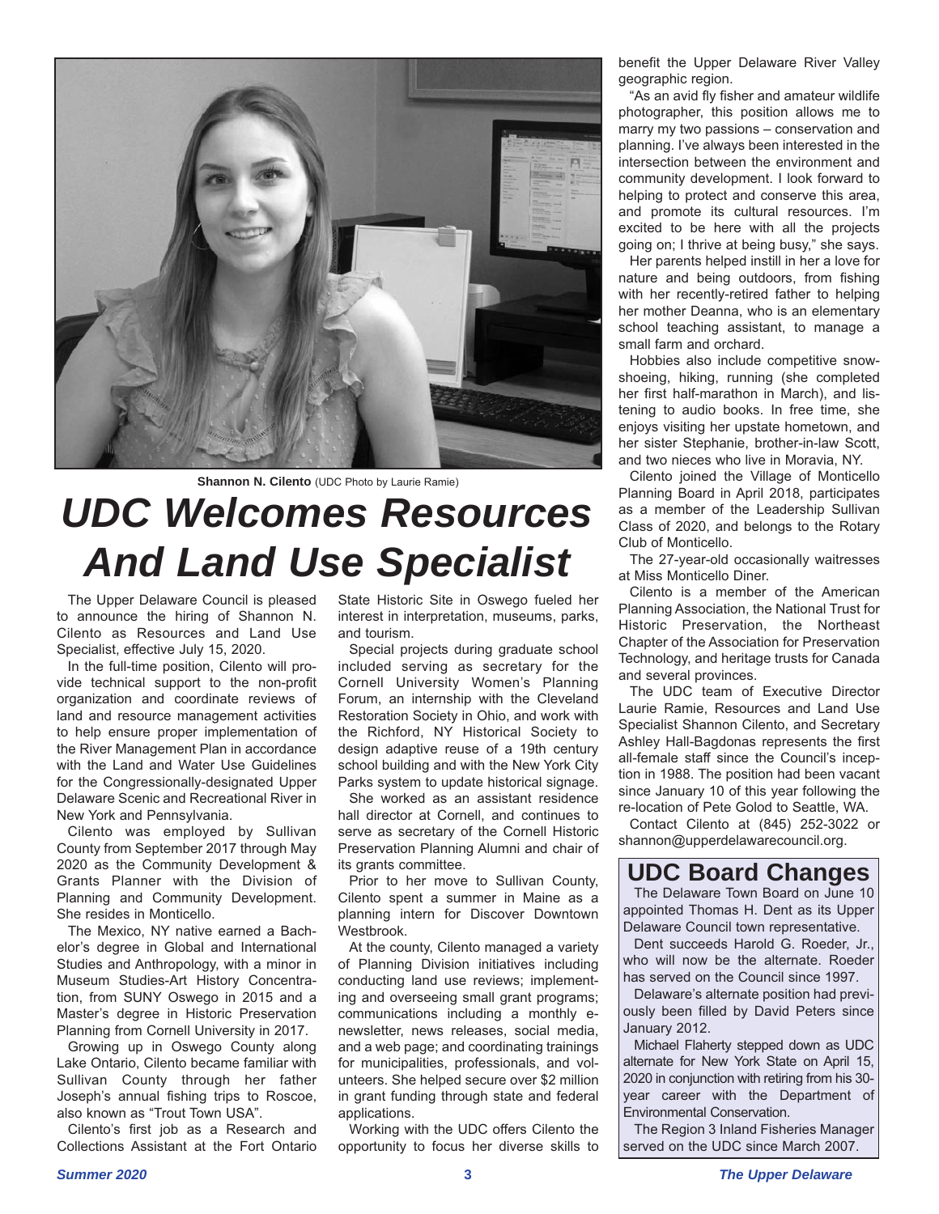Shannon N. Cilento (UDC Photo by Laurie Ramie)

# UDC Welcomes Resources And Land Use Specialist

The Upper Delaware Council is pleased to announce the hiring of Shannon N. Cilento as Resources and Land Use Specialist, effective July 15, 2020.

In the full-time position, Cilento will provide technical support to the non-profit organization and coordinate reviews of land and resource management activities to help ensure proper implementation of the River Management Plan in accordance with the Land and Water Use Guidelines for the Congressionally-designated Upper Delaware Scenic and Recreational River in New York and Pennsylvania.

Cilento was employed by Sullivan County from September 2017 through May 2020 as the Community Development & Grants Planner with the Division of Planning and Community Development. She resides in Monticello.

The Mexico, NY native earned a Bachelor's degree in Global and International Studies and Anthropology, with a minor in Museum Studies-Art History Concentration, from SUNY Oswego in 2015 and a Master's degree in Historic Preservation Planning from Cornell University in 2017.

Growing up in Oswego County along Lake Ontario, Cilento became familiar with Sullivan County through her father Joseph's annual fishing trips to Roscoe, also known as "Trout Town USA".

Cilento's first job as a Research and Collections Assistant at the Fort Ontario State Historic Site in Oswego fueled her interest in interpretation, museums, parks, and tourism.

Special projects during graduate school included serving as secretary for the Cornell University Women's Planning Forum, an internship with the Cleveland Restoration Society in Ohio, and work with the Richford, NY Historical Society to design adaptive reuse of a 19th century school building and with the New York City Parks system to update historical signage.

She worked as an assistant residence hall director at Cornell, and continues to serve as secretary of the Cornell Historic Preservation Planning Alumni and chair of its grants committee.

Prior to her move to Sullivan County, Cilento spent a summer in Maine as a planning intern for Discover Downtown Westbrook.

At the county, Cilento managed a variety of Planning Division initiatives including conducting land use reviews; implementing and overseeing small grant programs; communications including a monthly e-newsletter, news releases, social media, and a web page; and coordinating trainings for municipalities, professionals, and volunteers. She helped secure over $2 million in grant funding through state and federal applications.

Working with the UDC offers Cilento the opportunity to focus her diverse skills to benefit the Upper Delaware River Valley geographic region.

"As an avid fly fisher and amateur wildlife photographer, this position allows me to marry my two passions – conservation and planning. I've always been interested in the intersection between the environment and community development. I look forward to helping to protect and conserve this area, and promote its cultural resources. I'm excited to be here with all the projects going on; I thrive at being busy," she says.

Her parents helped instill in her a love for nature and being outdoors, from fishing with her recently-retired father to helping her mother Deanna, who is an elementary school teaching assistant, to manage a small farm and orchard.

Hobbies also include competitive snowshoeing, hiking, running (she completed her first half-marathon in March), and listening to audio books. In free time, she enjoys visiting her upstate hometown, and her sister Stephanie, brother-in-law Scott, and two nieces who live in Moravia, NY.

Cilento joined the Village of Monticello Planning Board in April 2018, participates as a member of the Leadership Sullivan Class of 2020, and belongs to the Rotary Club of Monticello.

The 27-year-old occasionally waitresses at Miss Monticello Diner.

Cilento is a member of the American Planning Association, the National Trust for Historic Preservation, the Northeast Chapter of the Association for Preservation Technology, and heritage trusts for Canada and several provinces.

The UDC team of Executive Director Laurie Ramie, Resources and Land Use Specialist Shannon Cilento, and Secretary Ashley Hall-Bagdonas represents the first all-female staff since the Council's inception in 1988. The position had been vacant since January 10 of this year following the re-location of Pete Golod to Seattle, WA.

Contact Cilento at (845) 252-3022 or shannon@upperdelawarecouncil.org.

## UDC Board Changes

The Delaware Town Board on June 10 appointed Thomas H. Dent as its Upper Delaware Council town representative.

Dent succeeds Harold G. Roeder, Jr., who will now be the alternate. Roeder has served on the Council since 1997.

Delaware's alternate position had previously been filled by David Peters since January 2012.

Michael Flaherty stepped down as UDC alternate for New York State on April 15, 2020 in conjunction with retiring from his 30-year career with the Department of Environmental Conservation.

The Region 3 Inland Fisheries Manager served on the UDC since March 2007.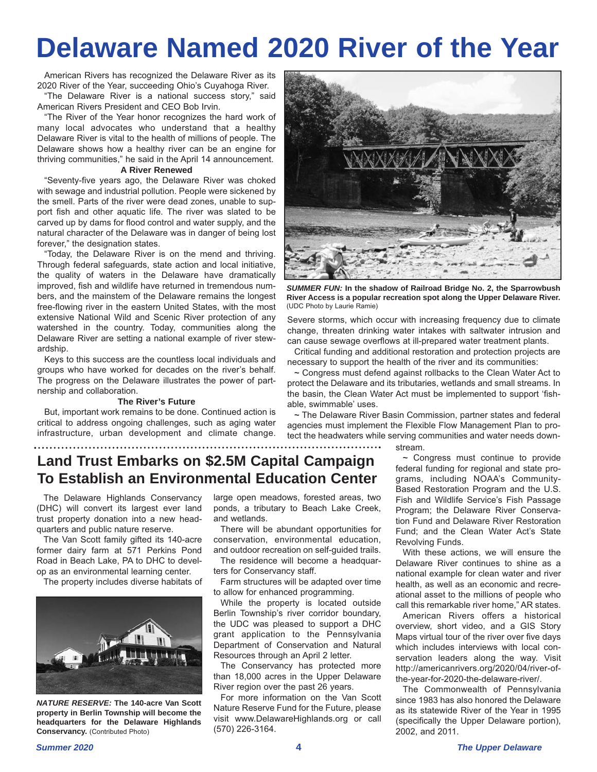# Delaware Named 2020 River of the Year

American Rivers has recognized the Delaware River as its 2020 River of the Year, succeeding Ohio's Cuyahoga River.

"The Delaware River is a national success story," said American Rivers President and CEO Bob Irvin.

"The River of the Year honor recognizes the hard work of many local advocates who understand that a healthy Delaware River is vital to the health of millions of people. The Delaware shows how a healthy river can be an engine for thriving communities," he said in the April 14 announcement.

**A River Renewed**

"Seventy-five years ago, the Delaware River was choked with sewage and industrial pollution. People were sickened by the smell. Parts of the river were dead zones, unable to support fish and other aquatic life. The river was slated to be carved up by dams for flood control and water supply, and the natural character of the Delaware was in danger of being lost forever," the designation states.

"Today, the Delaware River is on the mend and thriving. Through federal safeguards, state action and local initiative, the quality of waters in the Delaware have dramatically improved, fish and wildlife have returned in tremendous numbers, and the mainstem of the Delaware remains the longest free-flowing river in the eastern United States, with the most extensive National Wild and Scenic River protection of any watershed in the country. Today, communities along the Delaware River are setting a national example of river stewardship.

Keys to this success are the countless local individuals and groups who have worked for decades on the river's behalf. The progress on the Delaware illustrates the power of partnership and collaboration.

**The River's Future**

But, important work remains to be done. Continued action is critical to address ongoing challenges, such as aging water infrastructure, urban development and climate change. Severe storms, which occur with increasing frequency due to climate change, threaten drinking water intakes with saltwater intrusion and can cause sewage overflows at ill-prepared water treatment plants.

Critical funding and additional restoration and protection projects are necessary to support the health of the river and its communities:

~ Congress must defend against rollbacks to the Clean Water Act to protect the Delaware and its tributaries, wetlands and small streams. In the basin, the Clean Water Act must be implemented to support 'fishable, swimmable' uses.

~ The Delaware River Basin Commission, partner states and federal agencies must implement the Flexible Flow Management Plan to protect the headwaters while serving communities and water needs downstream.

~ Congress must continue to provide federal funding for regional and state programs, including NOAA's Community-Based Restoration Program and the U.S. Fish and Wildlife Service's Fish Passage Program; the Delaware River Conservation Fund and Delaware River Restoration Fund; and the Clean Water Act's State Revolving Funds.

With these actions, we will ensure the Delaware River continues to shine as a national example for clean water and river health, as well as an economic and recreational asset to the millions of people who call this remarkable river home," AR states.

American Rivers offers a historical overview, short video, and a GIS Story Maps virtual tour of the river over five days which includes interviews with local conservation leaders along the way. Visit http://americanrivers.org/2020/04/river-of-the-year-for-2020-the-delaware-river/.

The Commonwealth of Pennsylvania since 1983 has also honored the Delaware as its statewide River of the Year in 1995 (specifically the Upper Delaware portion), 2002, and 2011.

***SUMMER FUN:*** **In the shadow of Railroad Bridge No. 2, the Sparrowbush River Access is a popular recreation spot along the Upper Delaware River.** (UDC Photo by Laurie Ramie)

## Land Trust Embarks on $2.5M Capital Campaign To Establish an Environmental Education Center

The Delaware Highlands Conservancy (DHC) will convert its largest ever land trust property donation into a new headquarters and public nature reserve.

The Van Scott family gifted its 140-acre former dairy farm at 571 Perkins Pond Road in Beach Lake, PA to DHC to develop as an environmental learning center.

The property includes diverse habitats of large open meadows, forested areas, two ponds, a tributary to Beach Lake Creek, and wetlands.

There will be abundant opportunities for conservation, environmental education, and outdoor recreation on self-guided trails.

The residence will become a headquarters for Conservancy staff.

Farm structures will be adapted over time to allow for enhanced programming.

While the property is located outside Berlin Township's river corridor boundary, the UDC was pleased to support a DHC grant application to the Pennsylvania Department of Conservation and Natural Resources through an April 2 letter.

The Conservancy has protected more than 18,000 acres in the Upper Delaware River region over the past 26 years.

For more information on the Van Scott Nature Reserve Fund for the Future, please visit www.DelawareHighlands.org or call (570) 226-3164.

***NATURE RESERVE:*** **The 140-acre Van Scott property in Berlin Township will become the headquarters for the Delaware Highlands Conservancy.** (Contributed Photo)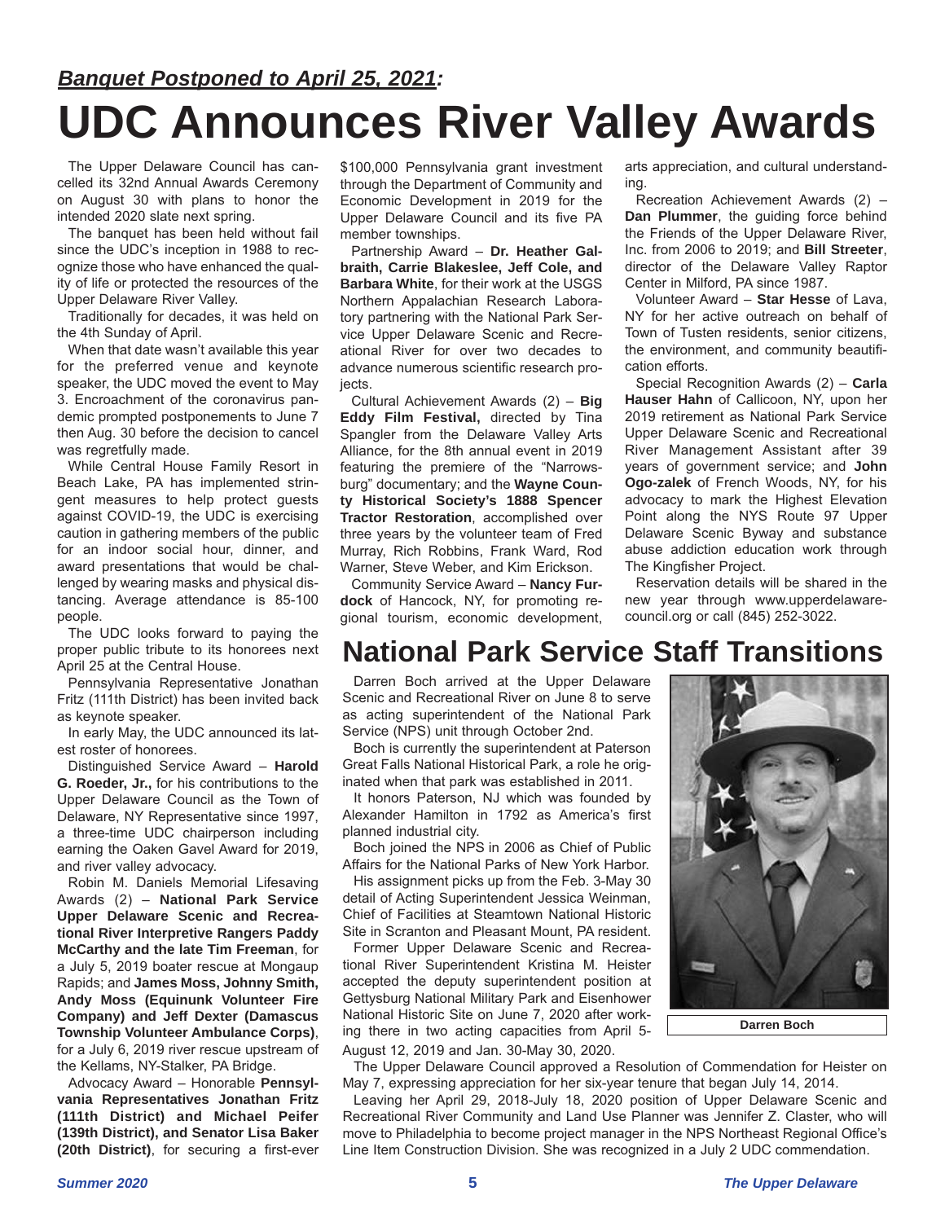## *Banquet Postponed to April 25, 2021:*

# UDC Announces River Valley Awards

The Upper Delaware Council has cancelled its 32nd Annual Awards Ceremony on August 30 with plans to honor the intended 2020 slate next spring.

The banquet has been held without fail since the UDC's inception in 1988 to recognize those who have enhanced the quality of life or protected the resources of the Upper Delaware River Valley.

Traditionally for decades, it was held on the 4th Sunday of April.

When that date wasn't available this year for the preferred venue and keynote speaker, the UDC moved the event to May 3. Encroachment of the coronavirus pandemic prompted postponements to June 7 then Aug. 30 before the decision to cancel was regretfully made.

While Central House Family Resort in Beach Lake, PA has implemented stringent measures to help protect guests against COVID-19, the UDC is exercising caution in gathering members of the public for an indoor social hour, dinner, and award presentations that would be challenged by wearing masks and physical distancing. Average attendance is 85-100 people.

The UDC looks forward to paying the proper public tribute to its honorees next April 25 at the Central House.

Pennsylvania Representative Jonathan Fritz (111th District) has been invited back as keynote speaker.

In early May, the UDC announced its latest roster of honorees.

Distinguished Service Award – **Harold G. Roeder, Jr.,** for his contributions to the Upper Delaware Council as the Town of Delaware, NY Representative since 1997, a three-time UDC chairperson including earning the Oaken Gavel Award for 2019, and river valley advocacy.

Robin M. Daniels Memorial Lifesaving Awards (2) – **National Park Service Upper Delaware Scenic and Recreational River Interpretive Rangers Paddy McCarthy and the late Tim Freeman**, for a July 5, 2019 boater rescue at Mongaup Rapids; and **James Moss, Johnny Smith, Andy Moss (Equinunk Volunteer Fire Company) and Jeff Dexter (Damascus Township Volunteer Ambulance Corps)**, for a July 6, 2019 river rescue upstream of the Kellams, NY-Stalker, PA Bridge.

Advocacy Award – Honorable **Pennsylvania Representatives Jonathan Fritz (111th District) and Michael Peifer (139th District), and Senator Lisa Baker (20th District)**, for securing a first-ever $100,000 Pennsylvania grant investment through the Department of Community and Economic Development in 2019 for the Upper Delaware Council and its five PA member townships.

Partnership Award – **Dr. Heather Galbraith, Carrie Blakeslee, Jeff Cole, and Barbara White**, for their work at the USGS Northern Appalachian Research Laboratory partnering with the National Park Service Upper Delaware Scenic and Recreational River for over two decades to advance numerous scientific research projects.

Cultural Achievement Awards (2) – **Big Eddy Film Festival,** directed by Tina Spangler from the Delaware Valley Arts Alliance, for the 8th annual event in 2019 featuring the premiere of the "Narrowsburg" documentary; and the **Wayne County Historical Society's 1888 Spencer Tractor Restoration**, accomplished over three years by the volunteer team of Fred Murray, Rich Robbins, Frank Ward, Rod Warner, Steve Weber, and Kim Erickson.

Community Service Award – **Nancy Furdock** of Hancock, NY, for promoting regional tourism, economic development, arts appreciation, and cultural understanding.

Recreation Achievement Awards (2) – **Dan Plummer**, the guiding force behind the Friends of the Upper Delaware River, Inc. from 2006 to 2019; and **Bill Streeter**, director of the Delaware Valley Raptor Center in Milford, PA since 1987.

Volunteer Award – **Star Hesse** of Lava, NY for her active outreach on behalf of Town of Tusten residents, senior citizens, the environment, and community beautification efforts.

Special Recognition Awards (2) – **Carla Hauser Hahn** of Callicoon, NY, upon her 2019 retirement as National Park Service Upper Delaware Scenic and Recreational River Management Assistant after 39 years of government service; and **John Ogozalek** of French Woods, NY, for his advocacy to mark the Highest Elevation Point along the NYS Route 97 Upper Delaware Scenic Byway and substance abuse addiction education work through The Kingfisher Project.

Reservation details will be shared in the new year through www.upperdelawarecouncil.org or call (845) 252-3022.

# National Park Service Staff Transitions

Darren Boch arrived at the Upper Delaware Scenic and Recreational River on June 8 to serve as acting superintendent of the National Park Service (NPS) unit through October 2nd.

Boch is currently the superintendent at Paterson Great Falls National Historical Park, a role he originated when that park was established in 2011.

It honors Paterson, NJ which was founded by Alexander Hamilton in 1792 as America's first planned industrial city.

Boch joined the NPS in 2006 as Chief of Public Affairs for the National Parks of New York Harbor.

His assignment picks up from the Feb. 3-May 30 detail of Acting Superintendent Jessica Weinman, Chief of Facilities at Steamtown National Historic Site in Scranton and Pleasant Mount, PA resident.

Former Upper Delaware Scenic and Recreational River Superintendent Kristina M. Heister accepted the deputy superintendent position at Gettysburg National Military Park and Eisenhower National Historic Site on June 7, 2020 after working in there in two acting capacities from April 5-August 12, 2019 and Jan. 30-May 30, 2020.

Darren Boch

The Upper Delaware Council approved a Resolution of Commendation for Heister on May 7, expressing appreciation for her six-year tenure that began July 14, 2014.

Leaving her April 29, 2018-July 18, 2020 position of Upper Delaware Scenic and Recreational River Community and Land Use Planner was Jennifer Z. Claster, who will move to Philadelphia to become project manager in the NPS Northeast Regional Office's Line Item Construction Division. She was recognized in a July 2 UDC commendation.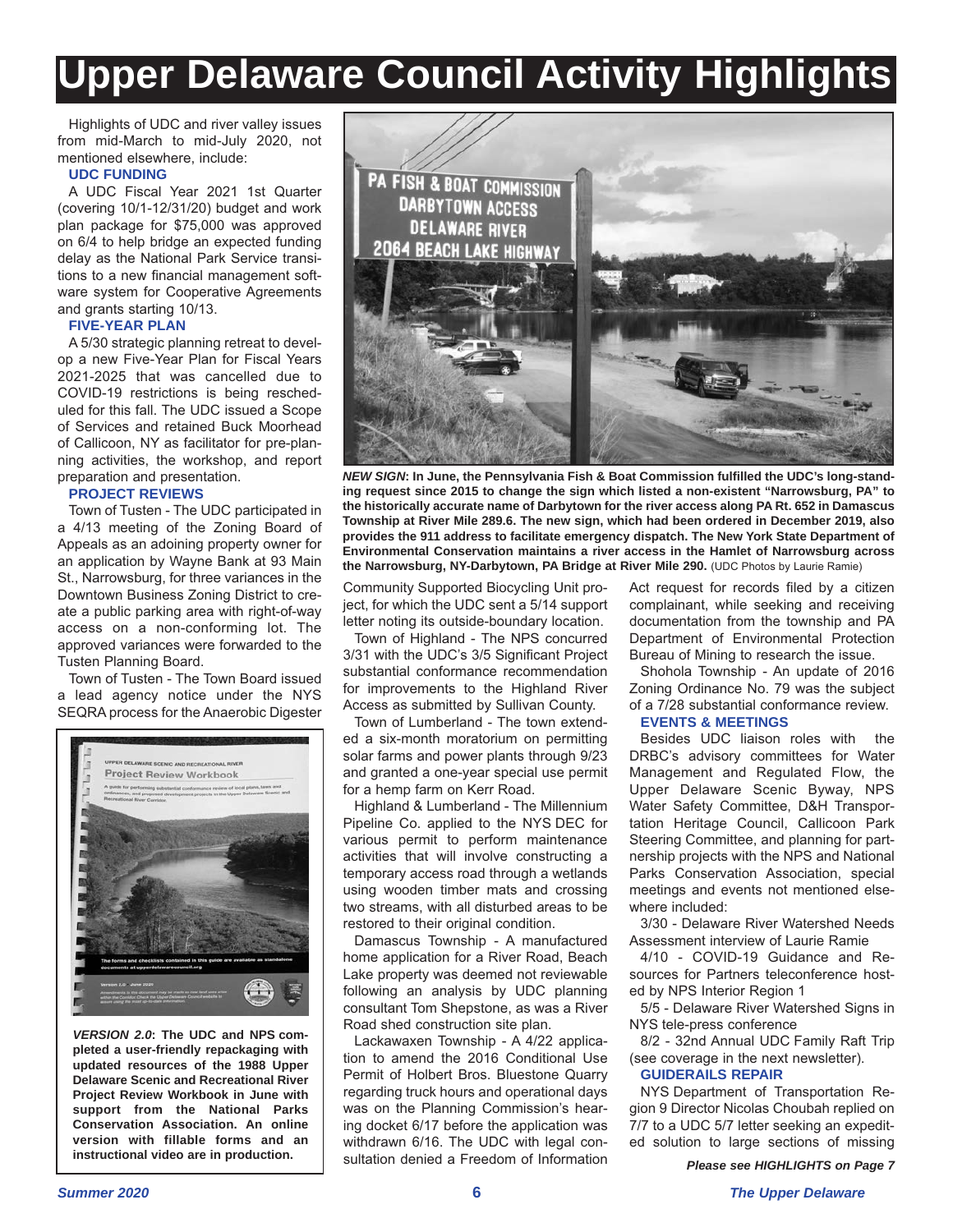# Upper Delaware Council Activity Highlights

Highlights of UDC and river valley issues from mid-March to mid-July 2020, not mentioned elsewhere, include:

**UDC FUNDING**

A UDC Fiscal Year 2021 1st Quarter (covering 10/1-12/31/20) budget and work plan package for $75,000 was approved on 6/4 to help bridge an expected funding delay as the National Park Service transitions to a new financial management software system for Cooperative Agreements and grants starting 10/13.

**FIVE-YEAR PLAN**

A 5/30 strategic planning retreat to develop a new Five-Year Plan for Fiscal Years 2021-2025 that was cancelled due to COVID-19 restrictions is being rescheduled for this fall. The UDC issued a Scope of Services and retained Buck Moorhead of Callicoon, NY as facilitator for pre-planning activities, the workshop, and report preparation and presentation.

**PROJECT REVIEWS**

Town of Tusten - The UDC participated in a 4/13 meeting of the Zoning Board of Appeals as an adoining property owner for an application by Wayne Bank at 93 Main St., Narrowsburg, for three variances in the Downtown Business Zoning District to create a public parking area with right-of-way access on a non-conforming lot. The approved variances were forwarded to the Tusten Planning Board.

Town of Tusten - The Town Board issued a lead agency notice under the NYS SEQRA process for the Anaerobic Digester Community Supported Biocycling Unit project, for which the UDC sent a 5/14 support letter noting its outside-boundary location.

Town of Highland - The NPS concurred 3/31 with the UDC's 3/5 Significant Project substantial conformance recommendation for improvements to the Highland River Access as submitted by Sullivan County.

Town of Lumberland - The town extended a six-month moratorium on permitting solar farms and power plants through 9/23 and granted a one-year special use permit for a hemp farm on Kerr Road.

Highland & Lumberland - The Millennium Pipeline Co. applied to the NYS DEC for various permit to perform maintenance activities that will involve constructing a temporary access road through a wetlands using wooden timber mats and crossing two streams, with all disturbed areas to be restored to their original condition.

Damascus Township - A manufactured home application for a River Road, Beach Lake property was deemed not reviewable following an analysis by UDC planning consultant Tom Shepstone, as was a River Road shed construction site plan.

Lackawaxen Township - A 4/22 application to amend the 2016 Conditional Use Permit of Holbert Bros. Bluestone Quarry regarding truck hours and operational days was on the Planning Commission's hearing docket 6/17 before the application was withdrawn 6/16. The UDC with legal consultation denied a Freedom of Information Act request for records filed by a citizen complainant, while seeking and receiving documentation from the township and PA Department of Environmental Protection Bureau of Mining to research the issue.

Shohola Township - An update of 2016 Zoning Ordinance No. 79 was the subject of a 7/28 substantial conformance review.

**EVENTS & MEETINGS**

Besides UDC liaison roles with the DRBC's advisory committees for Water Management and Regulated Flow, the Upper Delaware Scenic Byway, NPS Water Safety Committee, D&H Transportation Heritage Council, Callicoon Park Steering Committee, and planning for partnership projects with the NPS and National Parks Conservation Association, special meetings and events not mentioned elsewhere included:

3/30 - Delaware River Watershed Needs Assessment interview of Laurie Ramie

4/10 - COVID-19 Guidance and Resources for Partners teleconference hosted by NPS Interior Region 1

5/5 - Delaware River Watershed Signs in NYS tele-press conference

8/2 - 32nd Annual UDC Family Raft Trip (see coverage in the next newsletter).

**GUIDERAILS REPAIR**

NYS Department of Transportation Region 9 Director Nicolas Choubah replied on 7/7 to a UDC 5/7 letter seeking an expedited solution to large sections of missing

*Please see HIGHLIGHTS on Page 7*

***NEW SIGN*: In June, the Pennsylvania Fish & Boat Commission fulfilled the UDC's long-standing request since 2015 to change the sign which listed a non-existent "Narrowsburg, PA" to the historically accurate name of Darbytown for the river access along PA Rt. 652 in Damascus Township at River Mile 289.6. The new sign, which had been ordered in December 2019, also provides the 911 address to facilitate emergency dispatch. The New York State Department of Environmental Conservation maintains a river access in the Hamlet of Narrowsburg across the Narrowsburg, NY-Darbytown, PA Bridge at River Mile 290.** (UDC Photos by Laurie Ramie)

***VERSION 2.0*: The UDC and NPS completed a user-friendly repackaging with updated resources of the 1988 Upper Delaware Scenic and Recreational River Project Review Workbook in June with support from the National Parks Conservation Association. An online version with fillable forms and an instructional video are in production.**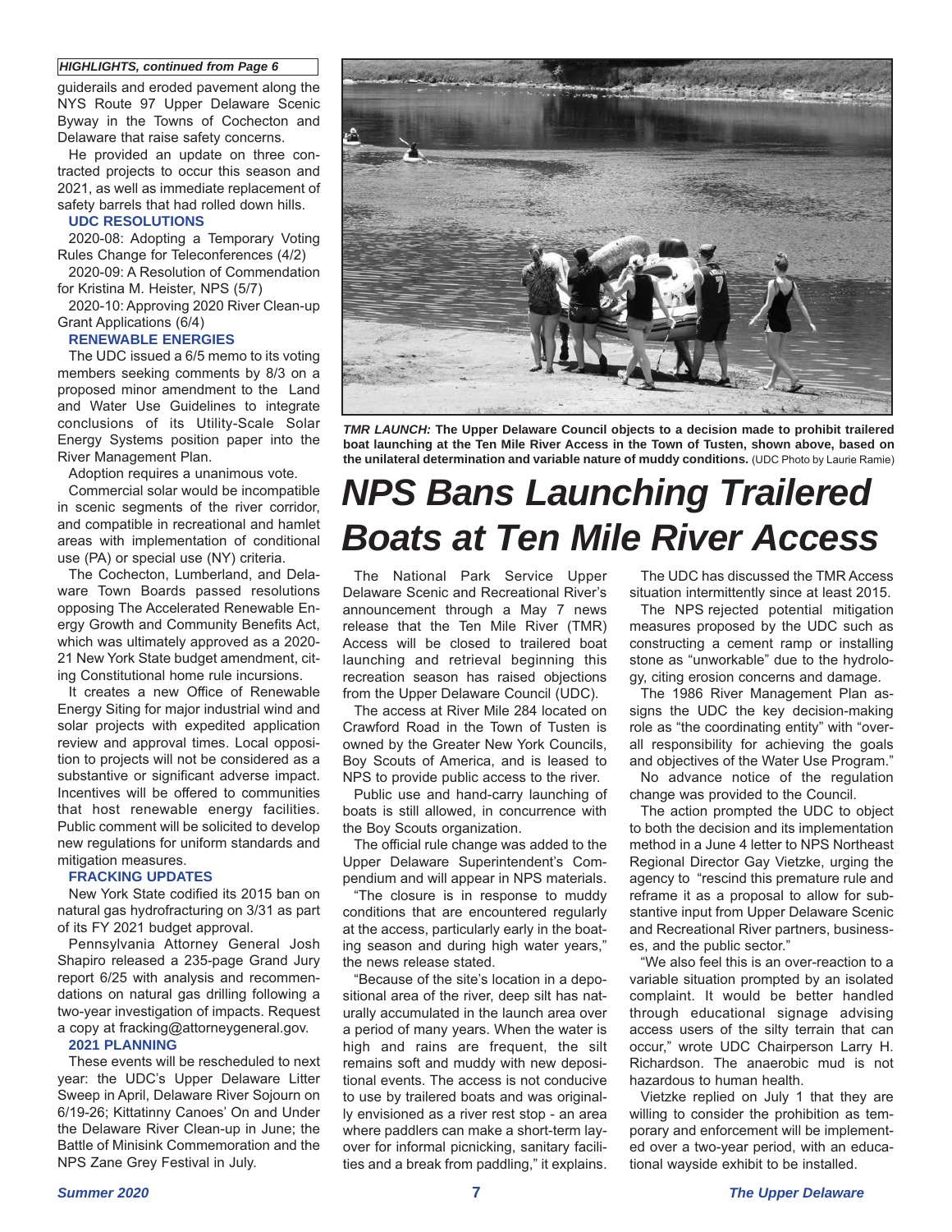*HIGHLIGHTS, continued from Page 6*

guiderails and eroded pavement along the NYS Route 97 Upper Delaware Scenic Byway in the Towns of Cochecton and Delaware that raise safety concerns.

He provided an update on three contracted projects to occur this season and 2021, as well as immediate replacement of safety barrels that had rolled down hills.

### UDC RESOLUTIONS

2020-08: Adopting a Temporary Voting Rules Change for Teleconferences (4/2)

2020-09: A Resolution of Commendation for Kristina M. Heister, NPS (5/7)

2020-10: Approving 2020 River Clean-up Grant Applications (6/4)

### RENEWABLE ENERGIES

The UDC issued a 6/5 memo to its voting members seeking comments by 8/3 on a proposed minor amendment to the Land and Water Use Guidelines to integrate conclusions of its Utility-Scale Solar Energy Systems position paper into the River Management Plan.

Adoption requires a unanimous vote.

Commercial solar would be incompatible in scenic segments of the river corridor, and compatible in recreational and hamlet areas with implementation of conditional use (PA) or special use (NY) criteria.

The Cochecton, Lumberland, and Delaware Town Boards passed resolutions opposing The Accelerated Renewable Energy Growth and Community Benefits Act, which was ultimately approved as a 2020-21 New York State budget amendment, citing Constitutional home rule incursions.

It creates a new Office of Renewable Energy Siting for major industrial wind and solar projects with expedited application review and approval times. Local opposition to projects will not be considered as a substantive or significant adverse impact. Incentives will be offered to communities that host renewable energy facilities. Public comment will be solicited to develop new regulations for uniform standards and mitigation measures.

### FRACKING UPDATES

New York State codified its 2015 ban on natural gas hydrofracturing on 3/31 as part of its FY 2021 budget approval.

Pennsylvania Attorney General Josh Shapiro released a 235-page Grand Jury report 6/25 with analysis and recommendations on natural gas drilling following a two-year investigation of impacts. Request a copy at fracking@attorneygeneral.gov.

### 2021 PLANNING

These events will be rescheduled to next year: the UDC's Upper Delaware Litter Sweep in April, Delaware River Sojourn on 6/19-26; Kittatinny Canoes' On and Under the Delaware River Clean-up in June; the Battle of Minisink Commemoration and the NPS Zane Grey Festival in July.

***TMR LAUNCH:*** **The Upper Delaware Council objects to a decision made to prohibit trailered boat launching at the Ten Mile River Access in the Town of Tusten, shown above, based on the unilateral determination and variable nature of muddy conditions.** (UDC Photo by Laurie Ramie)

# *NPS Bans Launching Trailered Boats at Ten Mile River Access*

The National Park Service Upper Delaware Scenic and Recreational River's announcement through a May 7 news release that the Ten Mile River (TMR) Access will be closed to trailered boat launching and retrieval beginning this recreation season has raised objections from the Upper Delaware Council (UDC).

The access at River Mile 284 located on Crawford Road in the Town of Tusten is owned by the Greater New York Councils, Boy Scouts of America, and is leased to NPS to provide public access to the river.

Public use and hand-carry launching of boats is still allowed, in concurrence with the Boy Scouts organization.

The official rule change was added to the Upper Delaware Superintendent's Compendium and will appear in NPS materials.

"The closure is in response to muddy conditions that are encountered regularly at the access, particularly early in the boating season and during high water years," the news release stated.

"Because of the site's location in a depositional area of the river, deep silt has naturally accumulated in the launch area over a period of many years. When the water is high and rains are frequent, the silt remains soft and muddy with new depositional events. The access is not conducive to use by trailered boats and was originally envisioned as a river rest stop - an area where paddlers can make a short-term layover for informal picnicking, sanitary facilities and a break from paddling," it explains.

The UDC has discussed the TMR Access situation intermittently since at least 2015.

The NPS rejected potential mitigation measures proposed by the UDC such as constructing a cement ramp or installing stone as "unworkable" due to the hydrology, citing erosion concerns and damage.

The 1986 River Management Plan assigns the UDC the key decision-making role as "the coordinating entity" with "overall responsibility for achieving the goals and objectives of the Water Use Program."

No advance notice of the regulation change was provided to the Council.

The action prompted the UDC to object to both the decision and its implementation method in a June 4 letter to NPS Northeast Regional Director Gay Vietzke, urging the agency to "rescind this premature rule and reframe it as a proposal to allow for substantive input from Upper Delaware Scenic and Recreational River partners, businesses, and the public sector."

"We also feel this is an over-reaction to a variable situation prompted by an isolated complaint. It would be better handled through educational signage advising access users of the silty terrain that can occur," wrote UDC Chairperson Larry H. Richardson. The anaerobic mud is not hazardous to human health.

Vietzke replied on July 1 that they are willing to consider the prohibition as temporary and enforcement will be implemented over a two-year period, with an educational wayside exhibit to be installed.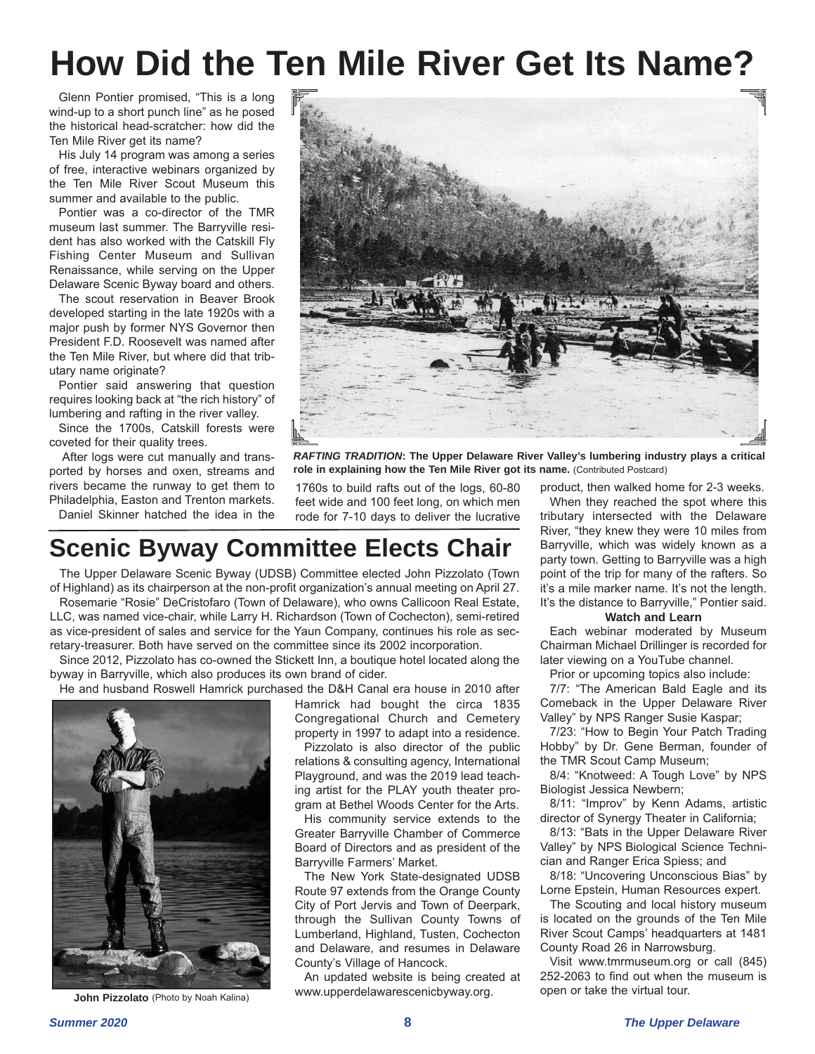# How Did the Ten Mile River Get Its Name?

Glenn Pontier promised, "This is a long wind-up to a short punch line" as he posed the historical head-scratcher: how did the Ten Mile River get its name?

His July 14 program was among a series of free, interactive webinars organized by the Ten Mile River Scout Museum this summer and available to the public.

Pontier was a co-director of the TMR museum last summer. The Barryville resident has also worked with the Catskill Fly Fishing Center Museum and Sullivan Renaissance, while serving on the Upper Delaware Scenic Byway board and others.

The scout reservation in Beaver Brook developed starting in the late 1920s with a major push by former NYS Governor then President F.D. Roosevelt was named after the Ten Mile River, but where did that tributary name originate?

Pontier said answering that question requires looking back at "the rich history" of lumbering and rafting in the river valley.

Since the 1700s, Catskill forests were coveted for their quality trees.

After logs were cut manually and transported by horses and oxen, streams and rivers became the runway to get them to Philadelphia, Easton and Trenton markets.

Daniel Skinner hatched the idea in the 1760s to build rafts out of the logs, 60-80 feet wide and 100 feet long, on which men rode for 7-10 days to deliver the lucrative product, then walked home for 2-3 weeks.

When they reached the spot where this tributary intersected with the Delaware River, "they knew they were 10 miles from Barryville, which was widely known as a party town. Getting to Barryville was a high point of the trip for many of the rafters. So it's a mile marker name. It's not the length. It's the distance to Barryville," Pontier said.

***RAFTING TRADITION*: The Upper Delaware River Valley's lumbering industry plays a critical role in explaining how the Ten Mile River got its name.** (Contributed Postcard)

### Watch and Learn

Each webinar moderated by Museum Chairman Michael Drillinger is recorded for later viewing on a YouTube channel.

Prior or upcoming topics also include:

7/7: "The American Bald Eagle and its Comeback in the Upper Delaware River Valley" by NPS Ranger Susie Kaspar;

7/23: "How to Begin Your Patch Trading Hobby" by Dr. Gene Berman, founder of the TMR Scout Camp Museum;

8/4: "Knotweed: A Tough Love" by NPS Biologist Jessica Newbern;

8/11: "Improv" by Kenn Adams, artistic director of Synergy Theater in California;

8/13: "Bats in the Upper Delaware River Valley" by NPS Biological Science Technician and Ranger Erica Spiess; and

8/18: "Uncovering Unconscious Bias" by Lorne Epstein, Human Resources expert.

The Scouting and local history museum is located on the grounds of the Ten Mile River Scout Camps' headquarters at 1481 County Road 26 in Narrowsburg.

Visit www.tmrmuseum.org or call (845) 252-2063 to find out when the museum is open or take the virtual tour.

# Scenic Byway Committee Elects Chair

The Upper Delaware Scenic Byway (UDSB) Committee elected John Pizzolato (Town of Highland) as its chairperson at the non-profit organization's annual meeting on April 27.

Rosemarie "Rosie" DeCristofaro (Town of Delaware), who owns Callicoon Real Estate, LLC, was named vice-chair, while Larry H. Richardson (Town of Cochecton), semi-retired as vice-president of sales and service for the Yaun Company, continues his role as secretary-treasurer. Both have served on the committee since its 2002 incorporation.

Since 2012, Pizzolato has co-owned the Stickett Inn, a boutique hotel located along the byway in Barryville, which also produces its own brand of cider.

He and husband Roswell Hamrick purchased the D&H Canal era house in 2010 after Hamrick had bought the circa 1835 Congregational Church and Cemetery property in 1997 to adapt into a residence.

Pizzolato is also director of the public relations & consulting agency, International Playground, and was the 2019 lead teaching artist for the PLAY youth theater program at Bethel Woods Center for the Arts.

His community service extends to the Greater Barryville Chamber of Commerce Board of Directors and as president of the Barryville Farmers' Market.

The New York State-designated UDSB Route 97 extends from the Orange County City of Port Jervis and Town of Deerpark, through the Sullivan County Towns of Lumberland, Highland, Tusten, Cochecton and Delaware, and resumes in Delaware County's Village of Hancock.

An updated website is being created at www.upperdelawarescenicbyway.org.

**John Pizzolato** (Photo by Noah Kalina)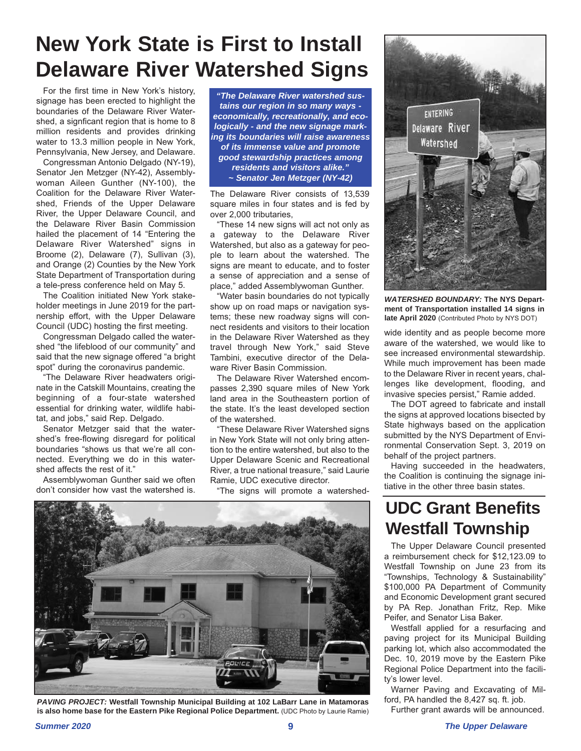# New York State is First to Install Delaware River Watershed Signs

For the first time in New York's history, signage has been erected to highlight the boundaries of the Delaware River Watershed, a signficant region that is home to 8 million residents and provides drinking water to 13.3 million people in New York, Pennsylvania, New Jersey, and Delaware.

Congressman Antonio Delgado (NY-19), Senator Jen Metzger (NY-42), Assemblywoman Aileen Gunther (NY-100), the Coalition for the Delaware River Watershed, Friends of the Upper Delaware River, the Upper Delaware Council, and the Delaware River Basin Commission hailed the placement of 14 "Entering the Delaware River Watershed" signs in Broome (2), Delaware (7), Sullivan (3), and Orange (2) Counties by the New York State Department of Transportation during a tele-press conference held on May 5.

The Coalition initiated New York stakeholder meetings in June 2019 for the partnership effort, with the Upper Delaware Council (UDC) hosting the first meeting.

Congressman Delgado called the watershed "the lifeblood of our community" and said that the new signage offered "a bright spot" during the coronavirus pandemic.

"The Delaware River headwaters originate in the Catskill Mountains, creating the beginning of a four-state watershed essential for drinking water, wildlife habitat, and jobs," said Rep. Delgado.

Senator Metzger said that the watershed's free-flowing disregard for political boundaries "shows us that we're all connected. Everything we do in this watershed affects the rest of it."

Assemblywoman Gunther said we often don't consider how vast the watershed is.

***"The Delaware River watershed sustains our region in so many ways - economically, recreationally, and ecologically - and the new signage marking its boundaries will raise awareness of its immense value and promote good stewardship practices among residents and visitors alike."***
***~ Senator Jen Metzger (NY-42)***

The Delaware River consists of 13,539 square miles in four states and is fed by over 2,000 tributaries,

"These 14 new signs will act not only as a gateway to the Delaware River Watershed, but also as a gateway for people to learn about the watershed. The signs are meant to educate, and to foster a sense of appreciation and a sense of place," added Assemblywoman Gunther.

"Water basin boundaries do not typically show up on road maps or navigation systems; these new roadway signs will connect residents and visitors to their location in the Delaware River Watershed as they travel through New York," said Steve Tambini, executive director of the Delaware River Basin Commission.

The Delaware River Watershed encompasses 2,390 square miles of New York land area in the Southeastern portion of the state. It's the least developed section of the watershed.

"These Delaware River Watershed signs in New York State will not only bring attention to the entire watershed, but also to the Upper Delaware Scenic and Recreational River, a true national treasure," said Laurie Ramie, UDC executive director.

"The signs will promote a watershed-wide identity and as people become more aware of the watershed, we would like to see increased environmental stewardship. While much improvement has been made to the Delaware River in recent years, challenges like development, flooding, and invasive species persist," Ramie added.

The DOT agreed to fabricate and install the signs at approved locations bisected by State highways based on the application submitted by the NYS Department of Environmental Conservation Sept. 3, 2019 on behalf of the project partners.

Having succeeded in the headwaters, the Coalition is continuing the signage initiative in the other three basin states.

***WATERSHED BOUNDARY:*** **The NYS Department of Transportation installed 14 signs in late April 2020** (Contributed Photo by NYS DOT)

# UDC Grant Benefits Westfall Township

The Upper Delaware Council presented a reimbursement check for $12,123.09 to Westfall Township on June 23 from its "Townships, Technology & Sustainability" $100,000 PA Department of Community and Economic Development grant secured by PA Rep. Jonathan Fritz, Rep. Mike Peifer, and Senator Lisa Baker.

Westfall applied for a resurfacing and paving project for its Municipal Building parking lot, which also accommodated the Dec. 10, 2019 move by the Eastern Pike Regional Police Department into the facility's lower level.

Warner Paving and Excavating of Milford, PA handled the 8,427 sq. ft. job.

Further grant awards will be announced.

***PAVING PROJECT:*** **Westfall Township Municipal Building at 102 LaBarr Lane in Matamoras is also home base for the Eastern Pike Regional Police Department.** (UDC Photo by Laurie Ramie)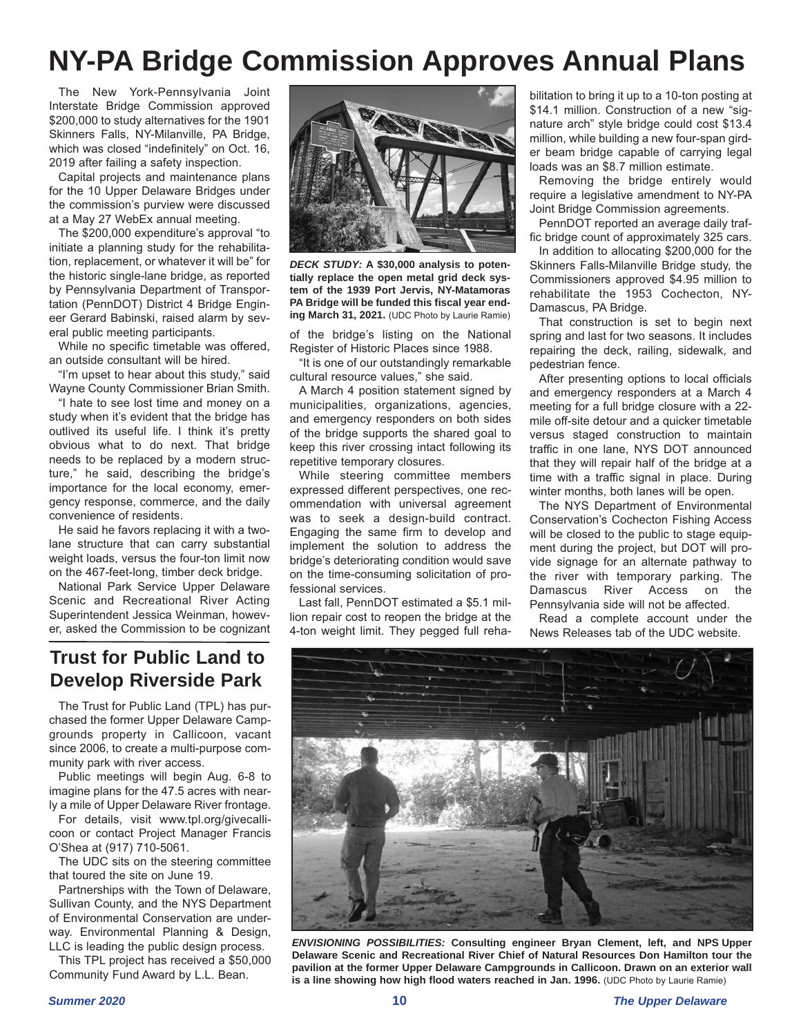# NY-PA Bridge Commission Approves Annual Plans

The New York-Pennsylvania Joint Interstate Bridge Commission approved $200,000 to study alternatives for the 1901 Skinners Falls, NY-Milanville, PA Bridge, which was closed "indefinitely" on Oct. 16, 2019 after failing a safety inspection.

Capital projects and maintenance plans for the 10 Upper Delaware Bridges under the commission's purview were discussed at a May 27 WebEx annual meeting.

The $200,000 expenditure's approval "to initiate a planning study for the rehabilitation, replacement, or whatever it will be" for the historic single-lane bridge, as reported by Pennsylvania Department of Transportation (PennDOT) District 4 Bridge Engineer Gerard Babinski, raised alarm by several public meeting participants.

While no specific timetable was offered, an outside consultant will be hired.

"I'm upset to hear about this study," said Wayne County Commissioner Brian Smith.

"I hate to see lost time and money on a study when it's evident that the bridge has outlived its useful life. I think it's pretty obvious what to do next. That bridge needs to be replaced by a modern structure," he said, describing the bridge's importance for the local economy, emergency response, commerce, and the daily convenience of residents.

He said he favors replacing it with a two-lane structure that can carry substantial weight loads, versus the four-ton limit now on the 467-feet-long, timber deck bridge.

National Park Service Upper Delaware Scenic and Recreational River Acting Superintendent Jessica Weinman, however, asked the Commission to be cognizant of the bridge's listing on the National Register of Historic Places since 1988.

"It is one of our outstandingly remarkable cultural resource values," she said.

A March 4 position statement signed by municipalities, organizations, agencies, and emergency responders on both sides of the bridge supports the shared goal to keep this river crossing intact following its repetitive temporary closures.

While steering committee members expressed different perspectives, one recommendation with universal agreement was to seek a design-build contract. Engaging the same firm to develop and implement the solution to address the bridge's deteriorating condition would save on the time-consuming solicitation of professional services.

Last fall, PennDOT estimated a $5.1 million repair cost to reopen the bridge at the 4-ton weight limit. They pegged full rehabilitation to bring it up to a 10-ton posting at $14.1 million. Construction of a new "signature arch" style bridge could cost $13.4 million, while building a new four-span girder beam bridge capable of carrying legal loads was an $8.7 million estimate.

Removing the bridge entirely would require a legislative amendment to NY-PA Joint Bridge Commission agreements.

PennDOT reported an average daily traffic bridge count of approximately 325 cars.

In addition to allocating $200,000 for the Skinners Falls-Milanville Bridge study, the Commissioners approved $4.95 million to rehabilitate the 1953 Cochecton, NY-Damascus, PA Bridge.

That construction is set to begin next spring and last for two seasons. It includes repairing the deck, railing, sidewalk, and pedestrian fence.

After presenting options to local officials and emergency responders at a March 4 meeting for a full bridge closure with a 22-mile off-site detour and a quicker timetable versus staged construction to maintain traffic in one lane, NYS DOT announced that they will repair half of the bridge at a time with a traffic signal in place. During winter months, both lanes will be open.

The NYS Department of Environmental Conservation's Cochecton Fishing Access will be closed to the public to stage equipment during the project, but DOT will provide signage for an alternate pathway to the river with temporary parking. The Damascus River Access on the Pennsylvania side will not be affected.

Read a complete account under the News Releases tab of the UDC website.

***DECK STUDY:*** **A $30,000 analysis to potentially replace the open metal grid deck system of the 1939 Port Jervis, NY-Matamoras PA Bridge will be funded this fiscal year ending March 31, 2021.** (UDC Photo by Laurie Ramie)

## Trust for Public Land to Develop Riverside Park

The Trust for Public Land (TPL) has purchased the former Upper Delaware Campgrounds property in Callicoon, vacant since 2006, to create a multi-purpose community park with river access.

Public meetings will begin Aug. 6-8 to imagine plans for the 47.5 acres with nearly a mile of Upper Delaware River frontage.

For details, visit www.tpl.org/givecallicoon or contact Project Manager Francis O'Shea at (917) 710-5061.

The UDC sits on the steering committee that toured the site on June 19.

Partnerships with the Town of Delaware, Sullivan County, and the NYS Department of Environmental Conservation are underway. Environmental Planning & Design, LLC is leading the public design process.

This TPL project has received a $50,000 Community Fund Award by L.L. Bean.

***ENVISIONING POSSIBILITIES:*** **Consulting engineer Bryan Clement, left, and NPS Upper Delaware Scenic and Recreational River Chief of Natural Resources Don Hamilton tour the pavilion at the former Upper Delaware Campgrounds in Callicoon. Drawn on an exterior wall is a line showing how high flood waters reached in Jan. 1996.** (UDC Photo by Laurie Ramie)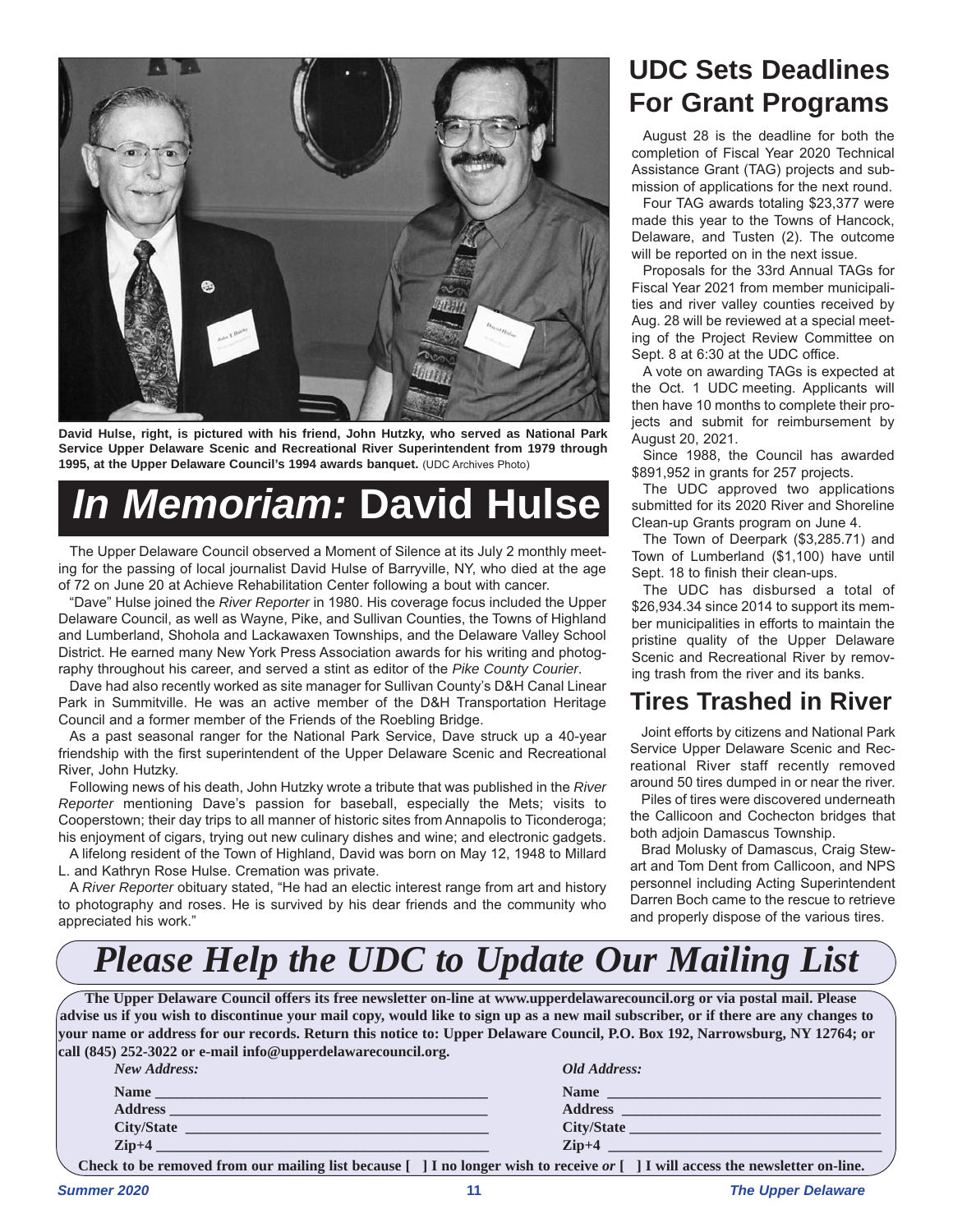David Hulse, right, is pictured with his friend, John Hutzky, who served as National Park Service Upper Delaware Scenic and Recreational River Superintendent from 1979 through 1995, at the Upper Delaware Council's 1994 awards banquet. (UDC Archives Photo)

# *In Memoriam:* David Hulse

The Upper Delaware Council observed a Moment of Silence at its July 2 monthly meeting for the passing of local journalist David Hulse of Barryville, NY, who died at the age of 72 on June 20 at Achieve Rehabilitation Center following a bout with cancer.

"Dave" Hulse joined the *River Reporter* in 1980. His coverage focus included the Upper Delaware Council, as well as Wayne, Pike, and Sullivan Counties, the Towns of Highland and Lumberland, Shohola and Lackawaxen Townships, and the Delaware Valley School District. He earned many New York Press Association awards for his writing and photography throughout his career, and served a stint as editor of the *Pike County Courier*.

Dave had also recently worked as site manager for Sullivan County's D&H Canal Linear Park in Summitville. He was an active member of the D&H Transportation Heritage Council and a former member of the Friends of the Roebling Bridge.

As a past seasonal ranger for the National Park Service, Dave struck up a 40-year friendship with the first superintendent of the Upper Delaware Scenic and Recreational River, John Hutzky.

Following news of his death, John Hutzky wrote a tribute that was published in the *River Reporter* mentioning Dave's passion for baseball, especially the Mets; visits to Cooperstown; their day trips to all manner of historic sites from Annapolis to Ticonderoga; his enjoyment of cigars, trying out new culinary dishes and wine; and electronic gadgets.

A lifelong resident of the Town of Highland, David was born on May 12, 1948 to Millard L. and Kathryn Rose Hulse. Cremation was private.

A *River Reporter* obituary stated, "He had an electic interest range from art and history to photography and roses. He is survived by his dear friends and the community who appreciated his work."

## UDC Sets Deadlines For Grant Programs

August 28 is the deadline for both the completion of Fiscal Year 2020 Technical Assistance Grant (TAG) projects and submission of applications for the next round.

Four TAG awards totaling $23,377 were made this year to the Towns of Hancock, Delaware, and Tusten (2). The outcome will be reported on in the next issue.

Proposals for the 33rd Annual TAGs for Fiscal Year 2021 from member municipalities and river valley counties received by Aug. 28 will be reviewed at a special meeting of the Project Review Committee on Sept. 8 at 6:30 at the UDC office.

A vote on awarding TAGs is expected at the Oct. 1 UDC meeting. Applicants will then have 10 months to complete their projects and submit for reimbursement by August 20, 2021.

Since 1988, the Council has awarded $891,952 in grants for 257 projects.

The UDC approved two applications submitted for its 2020 River and Shoreline Clean-up Grants program on June 4.

The Town of Deerpark ($3,285.71) and Town of Lumberland ($1,100) have until Sept. 18 to finish their clean-ups.

The UDC has disbursed a total of $26,934.34 since 2014 to support its member municipalities in efforts to maintain the pristine quality of the Upper Delaware Scenic and Recreational River by removing trash from the river and its banks.

## Tires Trashed in River

Joint efforts by citizens and National Park Service Upper Delaware Scenic and Recreational River staff recently removed around 50 tires dumped in or near the river.

Piles of tires were discovered underneath the Callicoon and Cochecton bridges that both adjoin Damascus Township.

Brad Molusky of Damascus, Craig Stewart and Tom Dent from Callicoon, and NPS personnel including Acting Superintendent Darren Boch came to the rescue to retrieve and properly dispose of the various tires.

# *Please Help the UDC to Update Our Mailing List*

**The Upper Delaware Council offers its free newsletter on-line at www.upperdelawarecouncil.org or via postal mail. Please advise us if you wish to discontinue your mail copy, would like to sign up as a new mail subscriber, or if there are any changes to your name or address for our records. Return this notice to: Upper Delaware Council, P.O. Box 192, Narrowsburg, NY 12764; or call (845) 252-3022 or e-mail info@upperdelawarecouncil.org.**

| *New Address:* | *Old Address:* |
|---|---|
| **Name** ______________________ | **Name** ______________________ |
| **Address** ______________________ | **Address** ______________________ |
| **City/State** ______________________ | **City/State** ______________________ |
| **Zip+4** ______________________ | **Zip+4** ______________________ |

**Check to be removed from our mailing list because [ ] I no longer wish to receive *or* [ ] I will access the newsletter on-line.**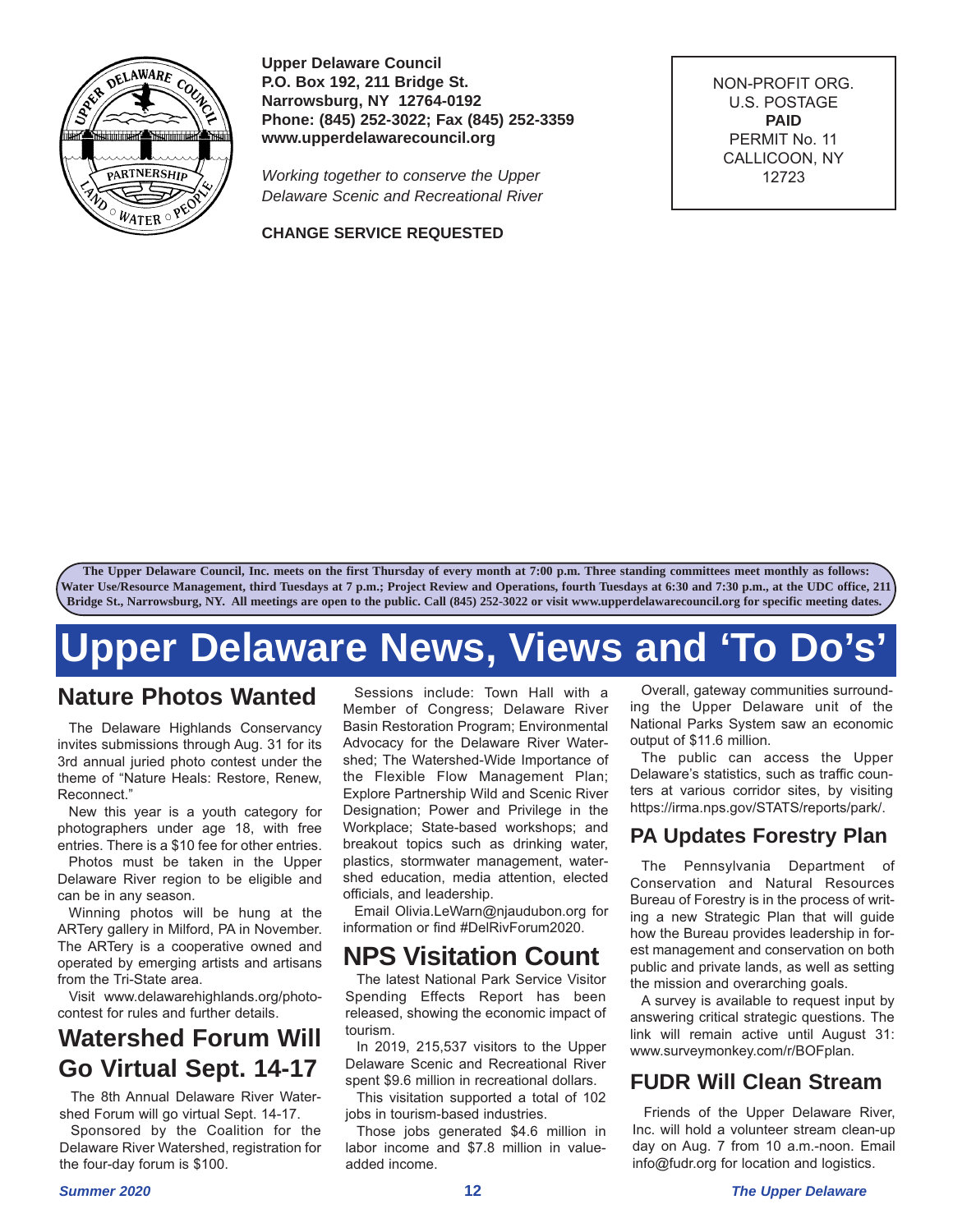**Upper Delaware Council**
**P.O. Box 192, 211 Bridge St.**
**Narrowsburg, NY 12764-0192**
**Phone: (845) 252-3022; Fax (845) 252-3359**
**www.upperdelawarecouncil.org**

*Working together to conserve the Upper Delaware Scenic and Recreational River*

**CHANGE SERVICE REQUESTED**

NON-PROFIT ORG.
U.S. POSTAGE
**PAID**
PERMIT No. 11
CALLICOON, NY
12723

**The Upper Delaware Council, Inc. meets on the first Thursday of every month at 7:00 p.m. Three standing committees meet monthly as follows: Water Use/Resource Management, third Tuesdays at 7 p.m.; Project Review and Operations, fourth Tuesdays at 6:30 and 7:30 p.m., at the UDC office, 211 Bridge St., Narrowsburg, NY. All meetings are open to the public. Call (845) 252-3022 or visit www.upperdelawarecouncil.org for specific meeting dates.**

# Upper Delaware News, Views and 'To Do's'

## Nature Photos Wanted

The Delaware Highlands Conservancy invites submissions through Aug. 31 for its 3rd annual juried photo contest under the theme of "Nature Heals: Restore, Renew, Reconnect."

New this year is a youth category for photographers under age 18, with free entries. There is a $10 fee for other entries.

Photos must be taken in the Upper Delaware River region to be eligible and can be in any season.

Winning photos will be hung at the ARTery gallery in Milford, PA in November. The ARTery is a cooperative owned and operated by emerging artists and artisans from the Tri-State area.

Visit www.delawarehighlands.org/photo-contest for rules and further details.

## Watershed Forum Will Go Virtual Sept. 14-17

The 8th Annual Delaware River Watershed Forum will go virtual Sept. 14-17.

Sponsored by the Coalition for the Delaware River Watershed, registration for the four-day forum is $100.

Sessions include: Town Hall with a Member of Congress; Delaware River Basin Restoration Program; Environmental Advocacy for the Delaware River Watershed; The Watershed-Wide Importance of the Flexible Flow Management Plan; Explore Partnership Wild and Scenic River Designation; Power and Privilege in the Workplace; State-based workshops; and breakout topics such as drinking water, plastics, stormwater management, watershed education, media attention, elected officials, and leadership.

Email Olivia.LeWarn@njaudubon.org for information or find #DelRivForum2020.

## NPS Visitation Count

The latest National Park Service Visitor Spending Effects Report has been released, showing the economic impact of tourism.

In 2019, 215,537 visitors to the Upper Delaware Scenic and Recreational River spent $9.6 million in recreational dollars.

This visitation supported a total of 102 jobs in tourism-based industries.

Those jobs generated $4.6 million in labor income and $7.8 million in value-added income.

Overall, gateway communities surrounding the Upper Delaware unit of the National Parks System saw an economic output of $11.6 million.

The public can access the Upper Delaware's statistics, such as traffic counters at various corridor sites, by visiting https://irma.nps.gov/STATS/reports/park/.

## PA Updates Forestry Plan

The Pennsylvania Department of Conservation and Natural Resources Bureau of Forestry is in the process of writing a new Strategic Plan that will guide how the Bureau provides leadership in forest management and conservation on both public and private lands, as well as setting the mission and overarching goals.

A survey is available to request input by answering critical strategic questions. The link will remain active until August 31: www.surveymonkey.com/r/BOFplan.

## FUDR Will Clean Stream

Friends of the Upper Delaware River, Inc. will hold a volunteer stream clean-up day on Aug. 7 from 10 a.m.-noon. Email info@fudr.org for location and logistics.